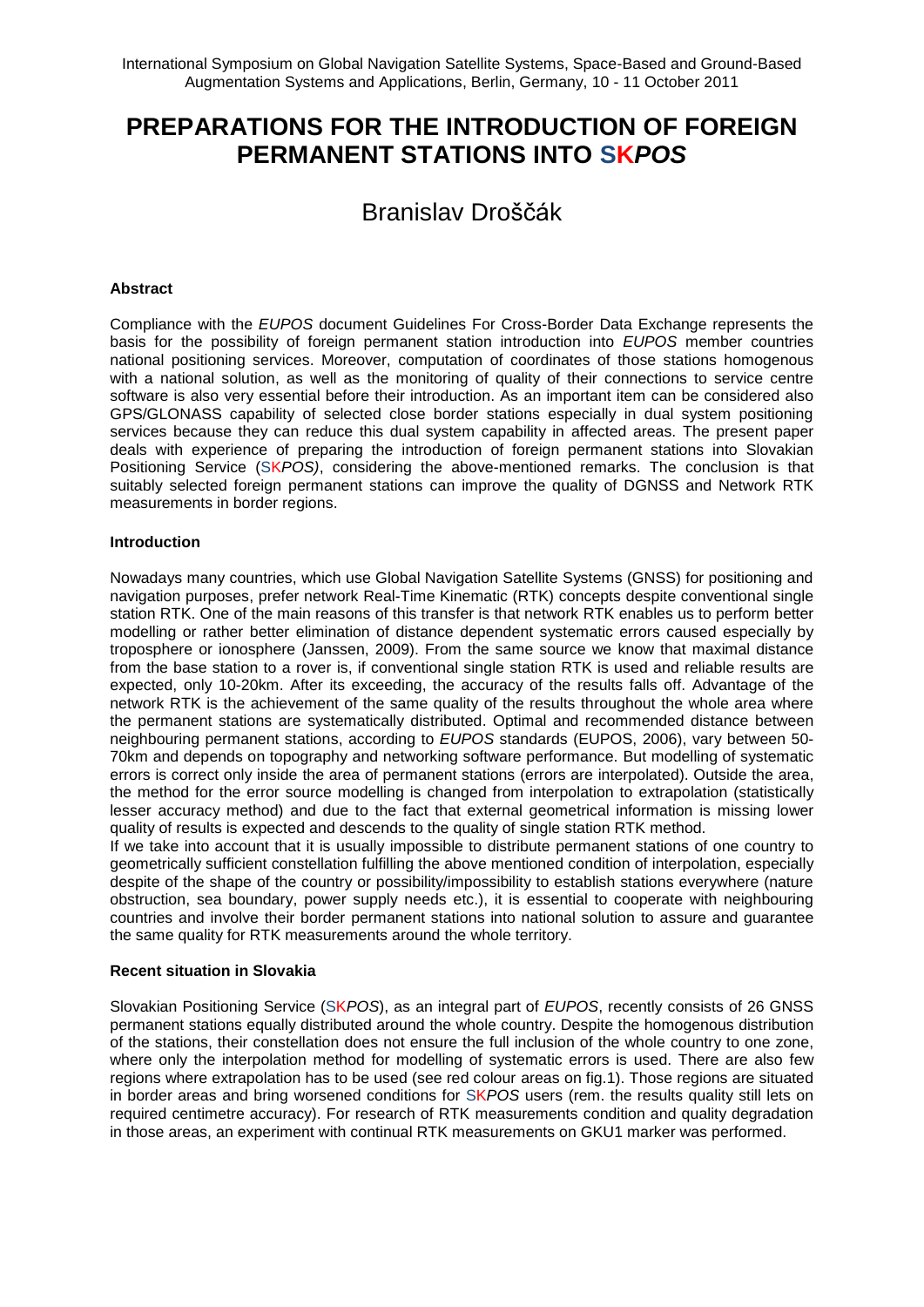# PREPARATIONS FOR THE INTRODUCTION OF FOREIGN PERMANENT STATIONS INTO SK*POS*

## Branislav Droščák

### Abstract

Compliance with the *EUPOS* document Guidelines For Cross-Border Data Exchange represents the basis for the possibility of foreign permanent station introduction into *EUPOS* member countries national positioning services. Moreover, computation of coordinates of those stations homogenous with a national solution, as well as the monitoring of quality of their connections to service centre software is also very essential before their introduction. As an important item can be considered also GPS/GLONASS capability of selected close border stations especially in dual system positioning services because they can reduce this dual system capability in affected areas. The present paper deals with experience of preparing the introduction of foreign permanent stations into Slovakian Positioning Service (SK*POS)*, considering the above-mentioned remarks. The conclusion is that suitably selected foreign permanent stations can improve the quality of DGNSS and Network RTK measurements in border regions.

### Introduction

Nowadays many countries, which use Global Navigation Satellite Systems (GNSS) for positioning and navigation purposes, prefer network Real-Time Kinematic (RTK) concepts despite conventional single station RTK. One of the main reasons of this transfer is that network RTK enables us to perform better modelling or rather better elimination of distance dependent systematic errors caused especially by troposphere or ionosphere (Janssen, 2009). From the same source we know that maximal distance from the base station to a rover is, if conventional single station RTK is used and reliable results are expected, only 10-20km. After its exceeding, the accuracy of the results falls off. Advantage of the network RTK is the achievement of the same quality of the results throughout the whole area where the permanent stations are systematically distributed. Optimal and recommended distance between neighbouring permanent stations, according to *EUPOS* standards (EUPOS, 2006), vary between 50-70km and depends on topography and networking software performance. But modelling of systematic errors is correct only inside the area of permanent stations (errors are interpolated). Outside the area, the method for the error source modelling is changed from interpolation to extrapolation (statistically lesser accuracy method) and due to the fact that external geometrical information is missing lower quality of results is expected and descends to the quality of single station RTK method.

If we take into account that it is usually impossible to distribute permanent stations of one country to geometrically sufficient constellation fulfilling the above mentioned condition of interpolation, especially despite of the shape of the country or possibility/impossibility to establish stations everywhere (nature obstruction, sea boundary, power supply needs etc.), it is essential to cooperate with neighbouring countries and involve their border permanent stations into national solution to assure and guarantee the same quality for RTK measurements around the whole territory.

### Recent situation in Slovakia

Slovakian Positioning Service (SK*POS*), as an integral part of *EUPOS*, recently consists of 26 GNSS permanent stations equally distributed around the whole country. Despite the homogenous distribution of the stations, their constellation does not ensure the full inclusion of the whole country to one zone, where only the interpolation method for modelling of systematic errors is used. There are also few regions where extrapolation has to be used (see red colour areas on fig.1). Those regions are situated in border areas and bring worsened conditions for SK*POS* users (rem. the results quality still lets on required centimetre accuracy). For research of RTK measurements condition and quality degradation in those areas, an experiment with continual RTK measurements on GKU1 marker was performed.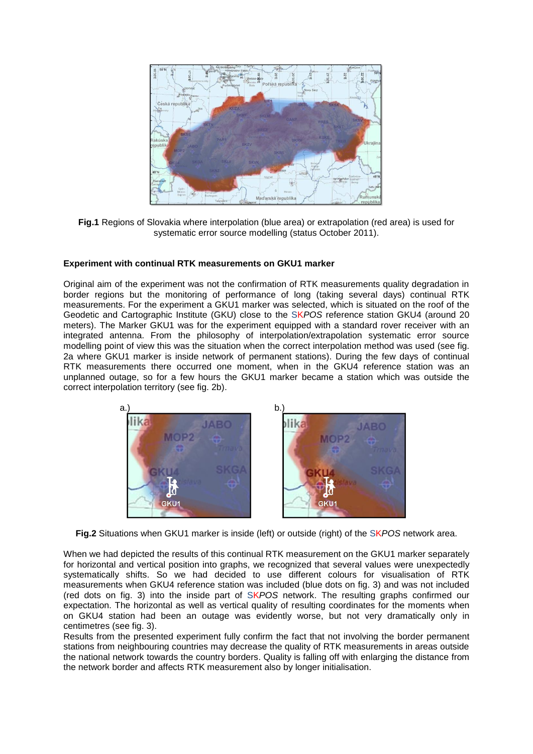**Fig.1** Regions of Slovakia where interpolation (blue area) or extrapolation (red area) is used for systematic error source modelling (status October 2011).

### Experiment with continual RTK measurements on GKU1 marker

Original aim of the experiment was not the confirmation of RTK measurements quality degradation in border regions but the monitoring of performance of long (taking several days) continual RTK measurements. For the experiment a GKU1 marker was selected, which is situated on the roof of the Geodetic and Cartographic Institute (GKU) close to the SK*POS* reference station GKU4 (around 20 meters). The Marker GKU1 was for the experiment equipped with a standard rover receiver with an integrated antenna. From the philosophy of interpolation/extrapolation systematic error source modelling point of view this was the situation when the correct interpolation method was used (see fig. 2a where GKU1 marker is inside network of permanent stations). During the few days of continual RTK measurements there occurred one moment, when in the GKU4 reference station was an unplanned outage, so for a few hours the GKU1 marker became a station which was outside the correct interpolation territory (see fig. 2b).

**Fig.2** Situations when GKU1 marker is inside (left) or outside (right) of the SK*POS* network area.

When we had depicted the results of this continual RTK measurement on the GKU1 marker separately for horizontal and vertical position into graphs, we recognized that several values were unexpectedly systematically shifts. So we had decided to use different colours for visualisation of RTK measurements when GKU4 reference station was included (blue dots on fig. 3) and was not included (red dots on fig. 3) into the inside part of SK*POS* network. The resulting graphs confirmed our expectation. The horizontal as well as vertical quality of resulting coordinates for the moments when on GKU4 station had been an outage was evidently worse, but not very dramatically only in centimetres (see fig. 3).

Results from the presented experiment fully confirm the fact that not involving the border permanent stations from neighbouring countries may decrease the quality of RTK measurements in areas outside the national network towards the country borders. Quality is falling off with enlarging the distance from the network border and affects RTK measurement also by longer initialisation.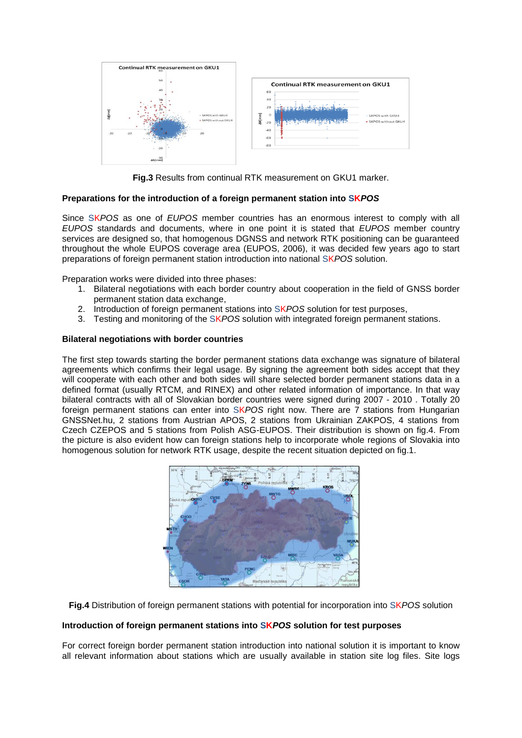**Fig.3** Results from continual RTK measurement on GKU1 marker.

### Preparations for the introduction of a foreign permanent station into SK*POS*

Since SK*POS* as one of *EUPOS* member countries has an enormous interest to comply with all *EUPOS* standards and documents, where in one point it is stated that *EUPOS* member country services are designed so, that homogenous DGNSS and network RTK positioning can be guaranteed throughout the whole EUPOS coverage area (EUPOS, 2006), it was decided few years ago to start preparations of foreign permanent station introduction into national SK*POS* solution.

Preparation works were divided into three phases:

1. Bilateral negotiations with each border country about cooperation in the field of GNSS border permanent station data exchange,
2. Introduction of foreign permanent stations into SK*POS* solution for test purposes,
3. Testing and monitoring of the SK*POS* solution with integrated foreign permanent stations.

### Bilateral negotiations with border countries

The first step towards starting the border permanent stations data exchange was signature of bilateral agreements which confirms their legal usage. By signing the agreement both sides accept that they will cooperate with each other and both sides will share selected border permanent stations data in a defined format (usually RTCM, and RINEX) and other related information of importance. In that way bilateral contracts with all of Slovakian border countries were signed during 2007 - 2010 . Totally 20 foreign permanent stations can enter into SK*POS* right now. There are 7 stations from Hungarian GNSSNet.hu, 2 stations from Austrian APOS, 2 stations from Ukrainian ZAKPOS, 4 stations from Czech CZEPOS and 5 stations from Polish ASG-EUPOS. Their distribution is shown on fig.4. From the picture is also evident how can foreign stations help to incorporate whole regions of Slovakia into homogenous solution for network RTK usage, despite the recent situation depicted on fig.1.

**Fig.4** Distribution of foreign permanent stations with potential for incorporation into SK*POS* solution

### Introduction of foreign permanent stations into SK*POS* solution for test purposes

For correct foreign border permanent station introduction into national solution it is important to know all relevant information about stations which are usually available in station site log files. Site logs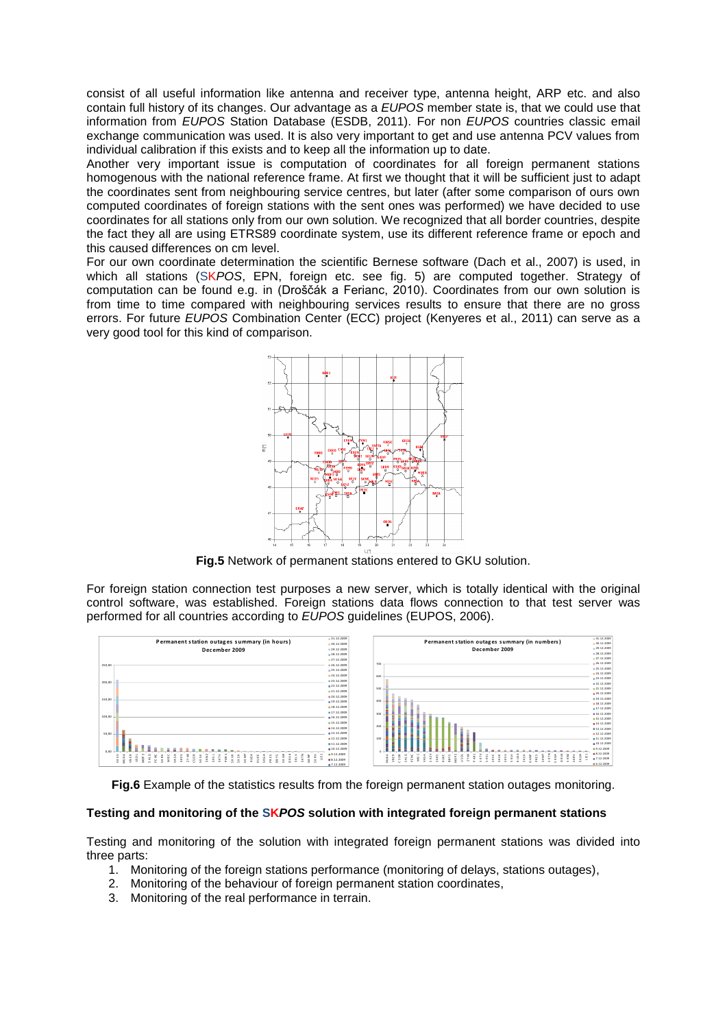consist of all useful information like antenna and receiver type, antenna height, ARP etc. and also contain full history of its changes. Our advantage as a *EUPOS* member state is, that we could use that information from *EUPOS* Station Database (ESDB, 2011). For non *EUPOS* countries classic email exchange communication was used. It is also very important to get and use antenna PCV values from individual calibration if this exists and to keep all the information up to date.

Another very important issue is computation of coordinates for all foreign permanent stations homogenous with the national reference frame. At first we thought that it will be sufficient just to adapt the coordinates sent from neighbouring service centres, but later (after some comparison of ours own computed coordinates of foreign stations with the sent ones was performed) we have decided to use coordinates for all stations only from our own solution. We recognized that all border countries, despite the fact they all are using ETRS89 coordinate system, use its different reference frame or epoch and this caused differences on cm level.

For our own coordinate determination the scientific Bernese software (Dach et al., 2007) is used, in which all stations (SK*POS*, EPN, foreign etc. see fig. 5) are computed together. Strategy of computation can be found e.g. in (Droščák a Ferianc, 2010). Coordinates from our own solution is from time to time compared with neighbouring services results to ensure that there are no gross errors. For future *EUPOS* Combination Center (ECC) project (Kenyeres et al., 2011) can serve as a very good tool for this kind of comparison.

**Fig.5** Network of permanent stations entered to GKU solution.

For foreign station connection test purposes a new server, which is totally identical with the original control software, was established. Foreign stations data flows connection to that test server was performed for all countries according to *EUPOS* guidelines (EUPOS, 2006).

**Fig.6** Example of the statistics results from the foreign permanent station outages monitoring.

### Testing and monitoring of the SK*POS* solution with integrated foreign permanent stations

Testing and monitoring of the solution with integrated foreign permanent stations was divided into three parts:

1. Monitoring of the foreign stations performance (monitoring of delays, stations outages),
2. Monitoring of the behaviour of foreign permanent station coordinates,
3. Monitoring of the real performance in terrain.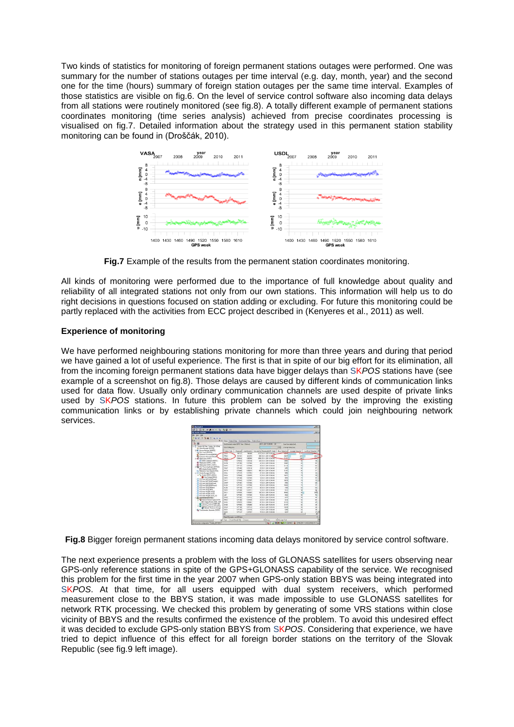Two kinds of statistics for monitoring of foreign permanent stations outages were performed. One was summary for the number of stations outages per time interval (e.g. day, month, year) and the second one for the time (hours) summary of foreign station outages per the same time interval. Examples of those statistics are visible on fig.6. On the level of service control software also incoming data delays from all stations were routinely monitored (see fig.8). A totally different example of permanent stations coordinates monitoring (time series analysis) achieved from precise coordinates processing is visualised on fig.7. Detailed information about the strategy used in this permanent station stability monitoring can be found in (Droščák, 2010).

**Fig.7** Example of the results from the permanent station coordinates monitoring.

All kinds of monitoring were performed due to the importance of full knowledge about quality and reliability of all integrated stations not only from our own stations. This information will help us to do right decisions in questions focused on station adding or excluding. For future this monitoring could be partly replaced with the activities from ECC project described in (Kenyeres et al., 2011) as well.

### Experience of monitoring

We have performed neighbouring stations monitoring for more than three years and during that period we have gained a lot of useful experience. The first is that in spite of our big effort for its elimination, all from the incoming foreign permanent stations data have bigger delays than SK*POS* stations have (see example of a screenshot on fig.8). Those delays are caused by different kinds of communication links used for data flow. Usually only ordinary communication channels are used despite of private links used by SK*POS* stations. In future this problem can be solved by the improving the existing communication links or by establishing private channels which could join neighbouring network services.

**Fig.8** Bigger foreign permanent stations incoming data delays monitored by service control software.

The next experience presents a problem with the loss of GLONASS satellites for users observing near GPS-only reference stations in spite of the GPS+GLONASS capability of the service. We recognised this problem for the first time in the year 2007 when GPS-only station BBYS was being integrated into SK*POS*. At that time, for all users equipped with dual system receivers, which performed measurement close to the BBYS station, it was made impossible to use GLONASS satellites for network RTK processing. We checked this problem by generating of some VRS stations within close vicinity of BBYS and the results confirmed the existence of the problem. To avoid this undesired effect it was decided to exclude GPS-only station BBYS from SK*POS*. Considering that experience, we have tried to depict influence of this effect for all foreign border stations on the territory of the Slovak Republic (see fig.9 left image).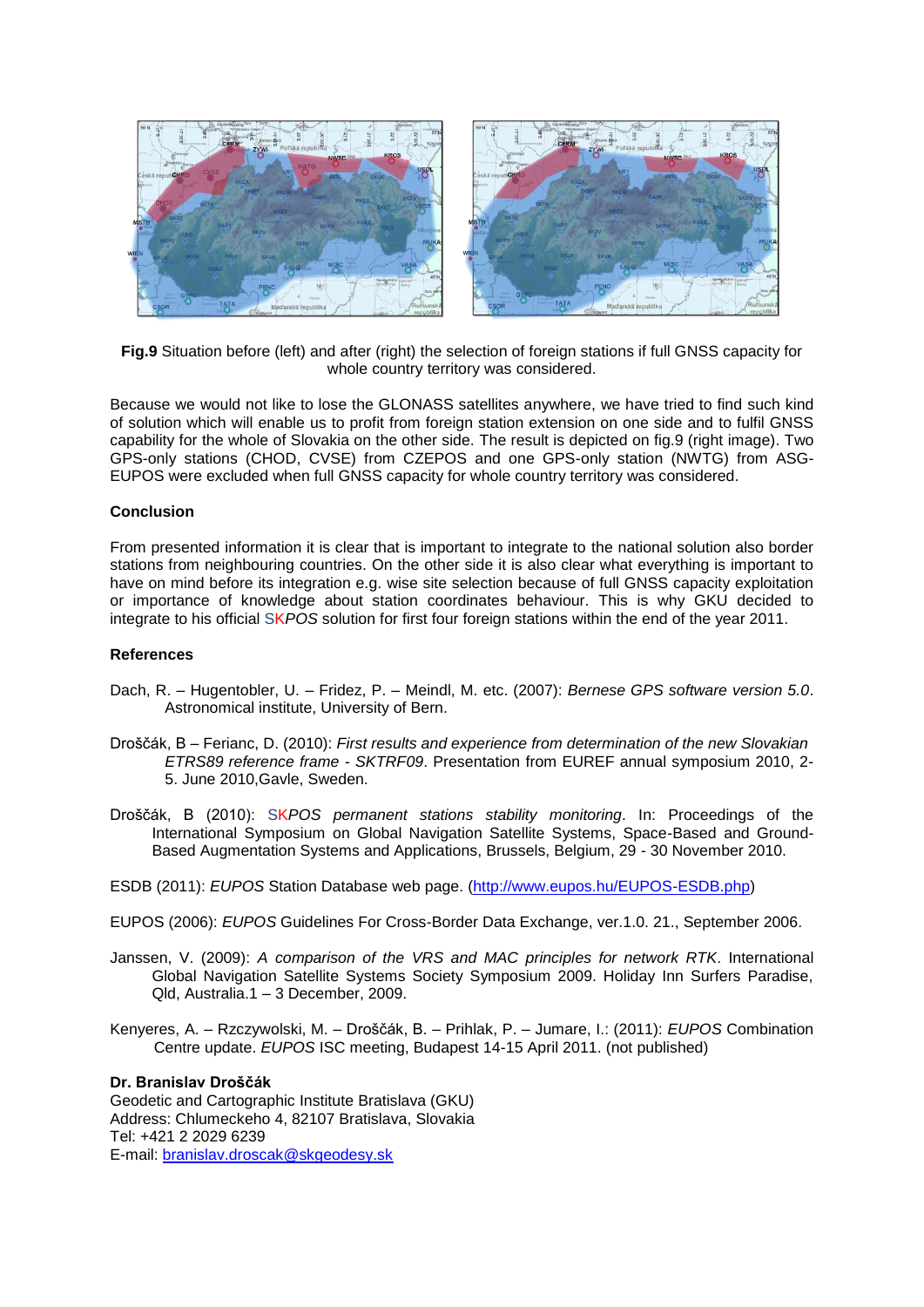**Fig.9** Situation before (left) and after (right) the selection of foreign stations if full GNSS capacity for whole country territory was considered.

Because we would not like to lose the GLONASS satellites anywhere, we have tried to find such kind of solution which will enable us to profit from foreign station extension on one side and to fulfil GNSS capability for the whole of Slovakia on the other side. The result is depicted on fig.9 (right image). Two GPS-only stations (CHOD, CVSE) from CZEPOS and one GPS-only station (NWTG) from ASG-EUPOS were excluded when full GNSS capacity for whole country territory was considered.

## Conclusion

From presented information it is clear that is important to integrate to the national solution also border stations from neighbouring countries. On the other side it is also clear what everything is important to have on mind before its integration e.g. wise site selection because of full GNSS capacity exploitation or importance of knowledge about station coordinates behaviour. This is why GKU decided to integrate to his official SK*POS* solution for first four foreign stations within the end of the year 2011.

## References

Dach, R. – Hugentobler, U. – Fridez, P. – Meindl, M. etc. (2007): *Bernese GPS software version 5.0*. Astronomical institute, University of Bern.

Droščák, B – Ferianc, D. (2010): *First results and experience from determination of the new Slovakian ETRS89 reference frame - SKTRF09*. Presentation from EUREF annual symposium 2010, 2-5. June 2010,Gavle, Sweden.

Droščák, B (2010): *SKPOS permanent stations stability monitoring*. In: Proceedings of the International Symposium on Global Navigation Satellite Systems, Space-Based and Ground-Based Augmentation Systems and Applications, Brussels, Belgium, 29 - 30 November 2010.

ESDB (2011): *EUPOS* Station Database web page. (http://www.eupos.hu/EUPOS-ESDB.php)

EUPOS (2006): *EUPOS* Guidelines For Cross-Border Data Exchange, ver.1.0. 21., September 2006.

Janssen, V. (2009): *A comparison of the VRS and MAC principles for network RTK*. International Global Navigation Satellite Systems Society Symposium 2009. Holiday Inn Surfers Paradise, Qld, Australia.1 – 3 December, 2009.

Kenyeres, A. – Rzczywolski, M. – Droščák, B. – Prihlak, P. – Jumare, I.: (2011): *EUPOS* Combination Centre update. *EUPOS* ISC meeting, Budapest 14-15 April 2011. (not published)

**Dr. Branislav Droščák**
Geodetic and Cartographic Institute Bratislava (GKU)
Address: Chlumeckeho 4, 82107 Bratislava, Slovakia
Tel: +421 2 2029 6239
E-mail: branislav.droscak@skgeodesy.sk